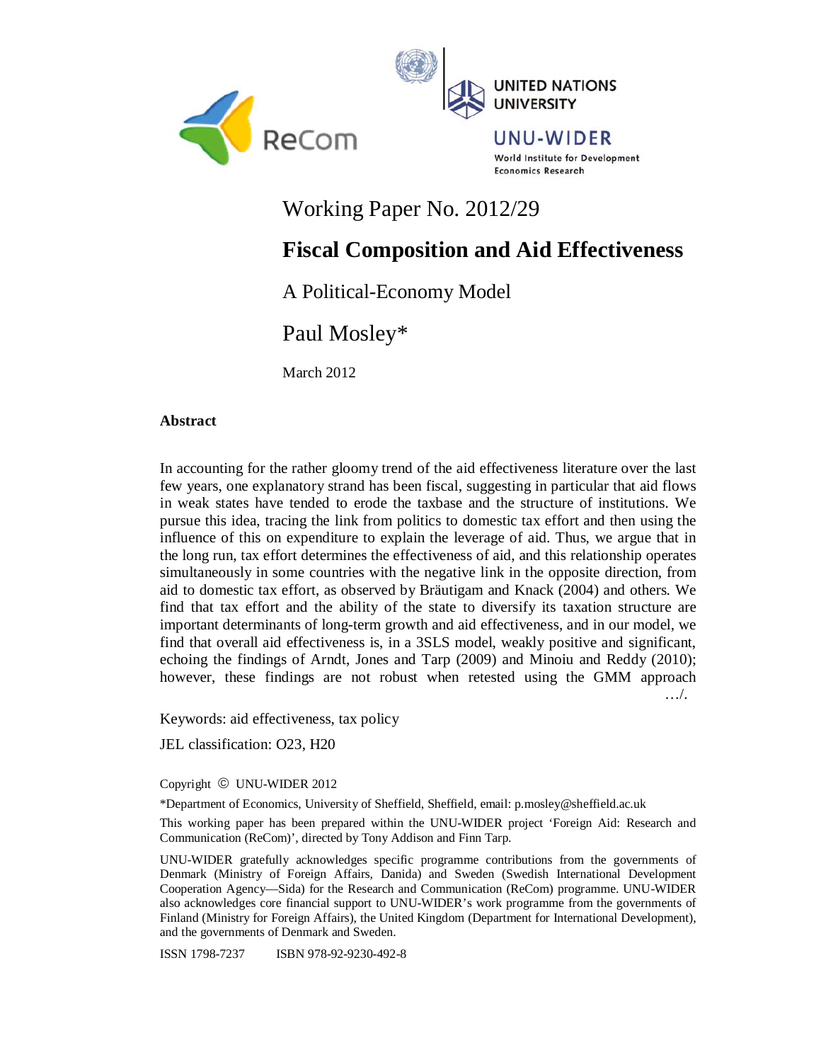Working Paper No. 2012/29

# Fiscal Composition and Aid Effectiveness

A Political-Economy Model

Paul Mosley*

March 2012

## Abstract

In accounting for the rather gloomy trend of the aid effectiveness literature over the last few years, one explanatory strand has been fiscal, suggesting in particular that aid flows in weak states have tended to erode the taxbase and the structure of institutions. We pursue this idea, tracing the link from politics to domestic tax effort and then using the influence of this on expenditure to explain the leverage of aid. Thus, we argue that in the long run, tax effort determines the effectiveness of aid, and this relationship operates simultaneously in some countries with the negative link in the opposite direction, from aid to domestic tax effort, as observed by Bräutigam and Knack (2004) and others. We find that tax effort and the ability of the state to diversify its taxation structure are important determinants of long-term growth and aid effectiveness, and in our model, we find that overall aid effectiveness is, in a 3SLS model, weakly positive and significant, echoing the findings of Arndt, Jones and Tarp (2009) and Minoiu and Reddy (2010); however, these findings are not robust when retested using the GMM approach …/.

Keywords: aid effectiveness, tax policy

JEL classification: O23, H20

Copyright © UNU-WIDER 2012

*Department of Economics, University of Sheffield, Sheffield, email: p.mosley@sheffield.ac.uk

This working paper has been prepared within the UNU-WIDER project 'Foreign Aid: Research and Communication (ReCom)', directed by Tony Addison and Finn Tarp.

UNU-WIDER gratefully acknowledges specific programme contributions from the governments of Denmark (Ministry of Foreign Affairs, Danida) and Sweden (Swedish International Development Cooperation Agency—Sida) for the Research and Communication (ReCom) programme. UNU-WIDER also acknowledges core financial support to UNU-WIDER's work programme from the governments of Finland (Ministry for Foreign Affairs), the United Kingdom (Department for International Development), and the governments of Denmark and Sweden.

ISSN 1798-7237 ISBN 978-92-9230-492-8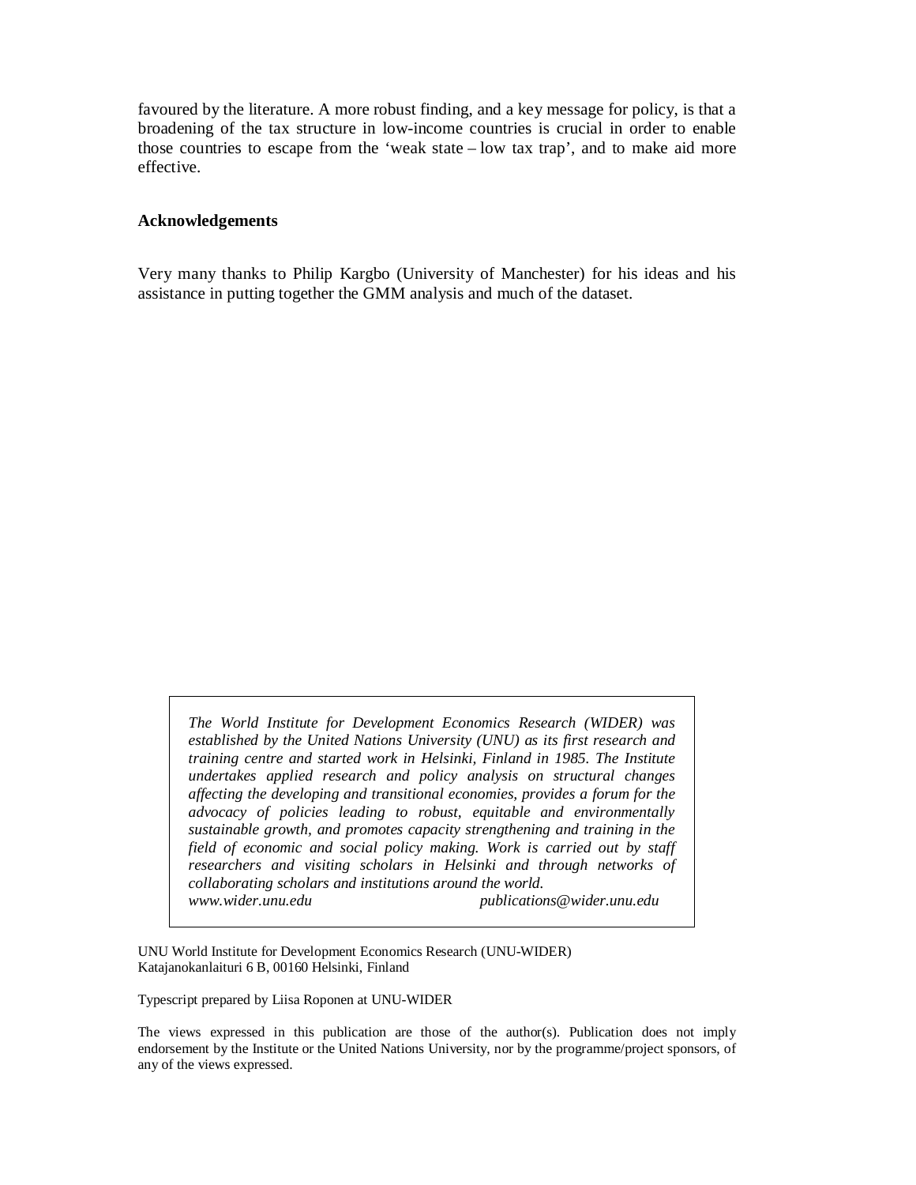favoured by the literature. A more robust finding, and a key message for policy, is that a broadening of the tax structure in low-income countries is crucial in order to enable those countries to escape from the 'weak state – low tax trap', and to make aid more effective.

**Acknowledgements**

Very many thanks to Philip Kargbo (University of Manchester) for his ideas and his assistance in putting together the GMM analysis and much of the dataset.

*The World Institute for Development Economics Research (WIDER) was established by the United Nations University (UNU) as its first research and training centre and started work in Helsinki, Finland in 1985. The Institute undertakes applied research and policy analysis on structural changes affecting the developing and transitional economies, provides a forum for the advocacy of policies leading to robust, equitable and environmentally sustainable growth, and promotes capacity strengthening and training in the field of economic and social policy making. Work is carried out by staff researchers and visiting scholars in Helsinki and through networks of collaborating scholars and institutions around the world.*
*www.wider.unu.edu* *publications@wider.unu.edu*

UNU World Institute for Development Economics Research (UNU-WIDER)
Katajanokanlaituri 6 B, 00160 Helsinki, Finland

Typescript prepared by Liisa Roponen at UNU-WIDER

The views expressed in this publication are those of the author(s). Publication does not imply endorsement by the Institute or the United Nations University, nor by the programme/project sponsors, of any of the views expressed.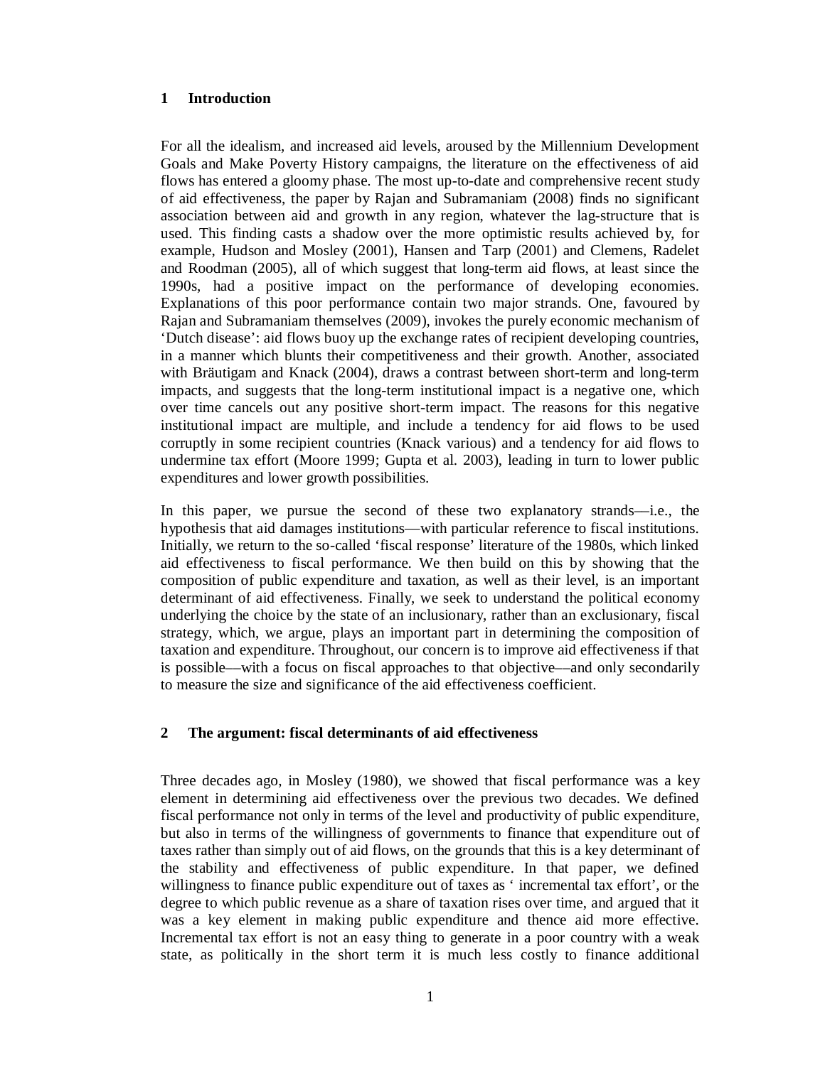## 1 Introduction

For all the idealism, and increased aid levels, aroused by the Millennium Development Goals and Make Poverty History campaigns, the literature on the effectiveness of aid flows has entered a gloomy phase. The most up-to-date and comprehensive recent study of aid effectiveness, the paper by Rajan and Subramaniam (2008) finds no significant association between aid and growth in any region, whatever the lag-structure that is used. This finding casts a shadow over the more optimistic results achieved by, for example, Hudson and Mosley (2001), Hansen and Tarp (2001) and Clemens, Radelet and Roodman (2005), all of which suggest that long-term aid flows, at least since the 1990s, had a positive impact on the performance of developing economies. Explanations of this poor performance contain two major strands. One, favoured by Rajan and Subramaniam themselves (2009), invokes the purely economic mechanism of 'Dutch disease': aid flows buoy up the exchange rates of recipient developing countries, in a manner which blunts their competitiveness and their growth. Another, associated with Bräutigam and Knack (2004), draws a contrast between short-term and long-term impacts, and suggests that the long-term institutional impact is a negative one, which over time cancels out any positive short-term impact. The reasons for this negative institutional impact are multiple, and include a tendency for aid flows to be used corruptly in some recipient countries (Knack various) and a tendency for aid flows to undermine tax effort (Moore 1999; Gupta et al. 2003), leading in turn to lower public expenditures and lower growth possibilities.

In this paper, we pursue the second of these two explanatory strands—i.e., the hypothesis that aid damages institutions—with particular reference to fiscal institutions. Initially, we return to the so-called 'fiscal response' literature of the 1980s, which linked aid effectiveness to fiscal performance. We then build on this by showing that the composition of public expenditure and taxation, as well as their level, is an important determinant of aid effectiveness. Finally, we seek to understand the political economy underlying the choice by the state of an inclusionary, rather than an exclusionary, fiscal strategy, which, we argue, plays an important part in determining the composition of taxation and expenditure. Throughout, our concern is to improve aid effectiveness if that is possible––with a focus on fiscal approaches to that objective––and only secondarily to measure the size and significance of the aid effectiveness coefficient.

## 2 The argument: fiscal determinants of aid effectiveness

Three decades ago, in Mosley (1980), we showed that fiscal performance was a key element in determining aid effectiveness over the previous two decades. We defined fiscal performance not only in terms of the level and productivity of public expenditure, but also in terms of the willingness of governments to finance that expenditure out of taxes rather than simply out of aid flows, on the grounds that this is a key determinant of the stability and effectiveness of public expenditure. In that paper, we defined willingness to finance public expenditure out of taxes as ' incremental tax effort', or the degree to which public revenue as a share of taxation rises over time, and argued that it was a key element in making public expenditure and thence aid more effective. Incremental tax effort is not an easy thing to generate in a poor country with a weak state, as politically in the short term it is much less costly to finance additional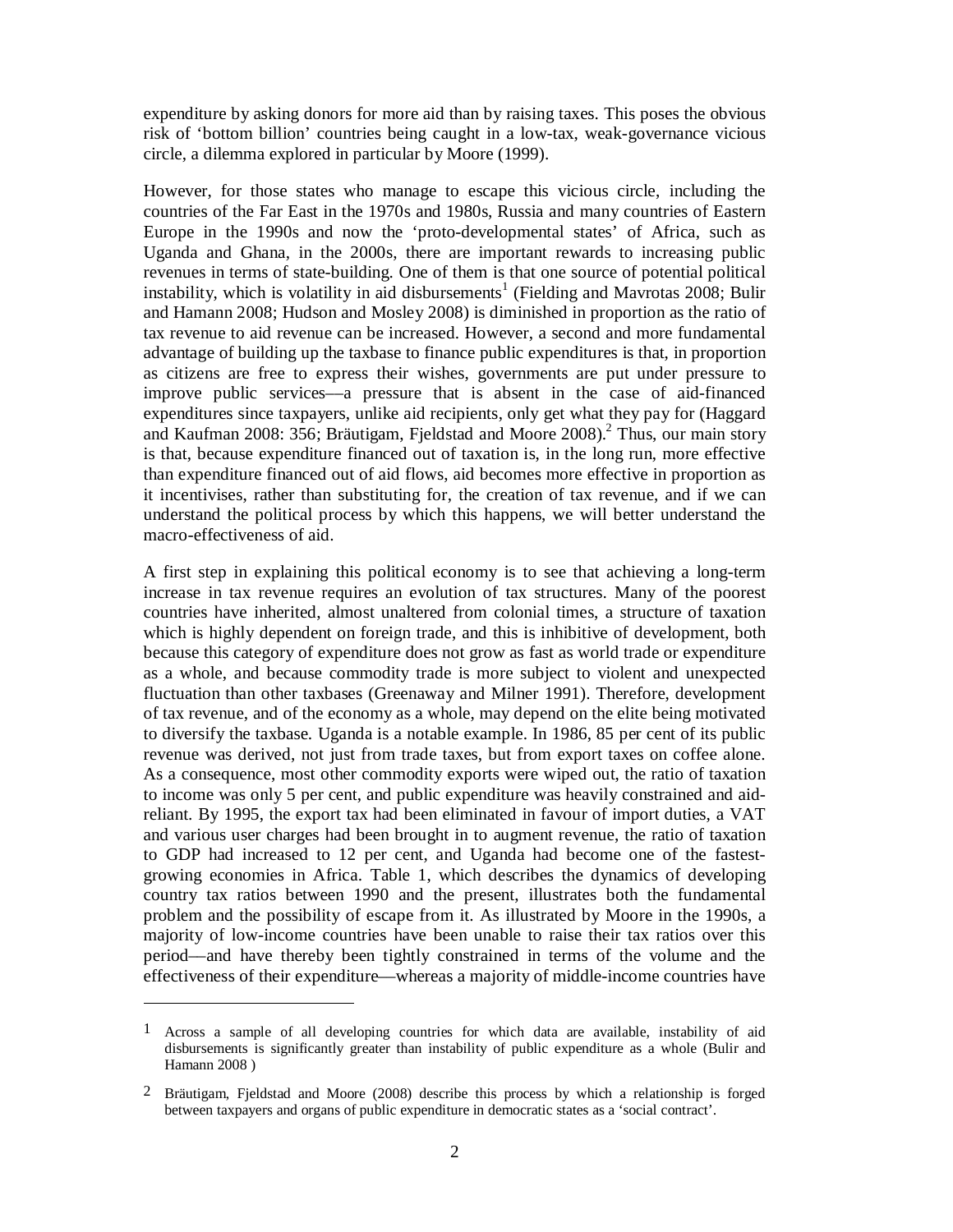expenditure by asking donors for more aid than by raising taxes. This poses the obvious risk of 'bottom billion' countries being caught in a low-tax, weak-governance vicious circle, a dilemma explored in particular by Moore (1999).

However, for those states who manage to escape this vicious circle, including the countries of the Far East in the 1970s and 1980s, Russia and many countries of Eastern Europe in the 1990s and now the 'proto-developmental states' of Africa, such as Uganda and Ghana, in the 2000s, there are important rewards to increasing public revenues in terms of state-building. One of them is that one source of potential political instability, which is volatility in aid disbursements[1] (Fielding and Mavrotas 2008; Bulir and Hamann 2008; Hudson and Mosley 2008) is diminished in proportion as the ratio of tax revenue to aid revenue can be increased. However, a second and more fundamental advantage of building up the taxbase to finance public expenditures is that, in proportion as citizens are free to express their wishes, governments are put under pressure to improve public services—a pressure that is absent in the case of aid-financed expenditures since taxpayers, unlike aid recipients, only get what they pay for (Haggard and Kaufman 2008: 356; Bräutigam, Fjeldstad and Moore 2008).[2] Thus, our main story is that, because expenditure financed out of taxation is, in the long run, more effective than expenditure financed out of aid flows, aid becomes more effective in proportion as it incentivises, rather than substituting for, the creation of tax revenue, and if we can understand the political process by which this happens, we will better understand the macro-effectiveness of aid.

A first step in explaining this political economy is to see that achieving a long-term increase in tax revenue requires an evolution of tax structures. Many of the poorest countries have inherited, almost unaltered from colonial times, a structure of taxation which is highly dependent on foreign trade, and this is inhibitive of development, both because this category of expenditure does not grow as fast as world trade or expenditure as a whole, and because commodity trade is more subject to violent and unexpected fluctuation than other taxbases (Greenaway and Milner 1991). Therefore, development of tax revenue, and of the economy as a whole, may depend on the elite being motivated to diversify the taxbase. Uganda is a notable example. In 1986, 85 per cent of its public revenue was derived, not just from trade taxes, but from export taxes on coffee alone. As a consequence, most other commodity exports were wiped out, the ratio of taxation to income was only 5 per cent, and public expenditure was heavily constrained and aid-reliant. By 1995, the export tax had been eliminated in favour of import duties, a VAT and various user charges had been brought in to augment revenue, the ratio of taxation to GDP had increased to 12 per cent, and Uganda had become one of the fastest-growing economies in Africa. Table 1, which describes the dynamics of developing country tax ratios between 1990 and the present, illustrates both the fundamental problem and the possibility of escape from it. As illustrated by Moore in the 1990s, a majority of low-income countries have been unable to raise their tax ratios over this period—and have thereby been tightly constrained in terms of the volume and the effectiveness of their expenditure—whereas a majority of middle-income countries have

---

[1] Across a sample of all developing countries for which data are available, instability of aid disbursements is significantly greater than instability of public expenditure as a whole (Bulir and Hamann 2008 )

[2] Bräutigam, Fjeldstad and Moore (2008) describe this process by which a relationship is forged between taxpayers and organs of public expenditure in democratic states as a 'social contract'.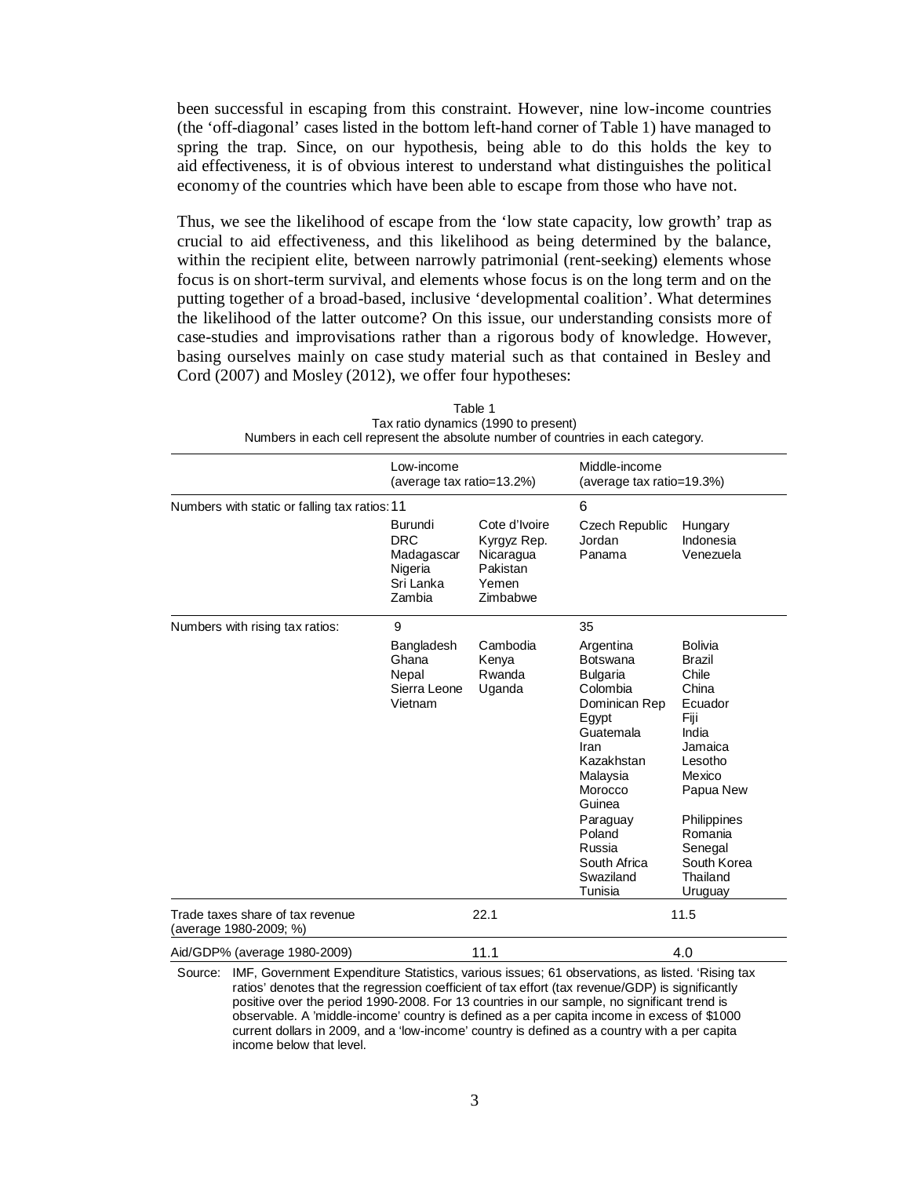been successful in escaping from this constraint. However, nine low-income countries (the 'off-diagonal' cases listed in the bottom left-hand corner of Table 1) have managed to spring the trap. Since, on our hypothesis, being able to do this holds the key to aid effectiveness, it is of obvious interest to understand what distinguishes the political economy of the countries which have been able to escape from those who have not.

Thus, we see the likelihood of escape from the 'low state capacity, low growth' trap as crucial to aid effectiveness, and this likelihood as being determined by the balance, within the recipient elite, between narrowly patrimonial (rent-seeking) elements whose focus is on short-term survival, and elements whose focus is on the long term and on the putting together of a broad-based, inclusive 'developmental coalition'. What determines the likelihood of the latter outcome? On this issue, our understanding consists more of case-studies and improvisations rather than a rigorous body of knowledge. However, basing ourselves mainly on case study material such as that contained in Besley and Cord (2007) and Mosley (2012), we offer four hypotheses:

Table 1
Tax ratio dynamics (1990 to present)
Numbers in each cell represent the absolute number of countries in each category.

| | Low-income (average tax ratio=13.2%) | | Middle-income (average tax ratio=19.3%) | |
|---|---|---|---|---|
| Numbers with static or falling tax ratios: | 11 | | 6 | |
| | Burundi<br>DRC<br>Madagascar<br>Nigeria<br>Sri Lanka<br>Zambia | Cote d'Ivoire<br>Kyrgyz Rep.<br>Nicaragua<br>Pakistan<br>Yemen<br>Zimbabwe | Czech Republic<br>Jordan<br>Panama | Hungary<br>Indonesia<br>Venezuela |
| Numbers with rising tax ratios: | 9 | | 35 | |
| | Bangladesh<br>Ghana<br>Nepal<br>Sierra Leone<br>Vietnam | Cambodia<br>Kenya<br>Rwanda<br>Uganda | Argentina<br>Botswana<br>Bulgaria<br>Colombia<br>Dominican Rep<br>Egypt<br>Guatemala<br>Iran<br>Kazakhstan<br>Malaysia<br>Morocco<br>Guinea<br>Paraguay<br>Poland<br>Russia<br>South Africa<br>Swaziland<br>Tunisia | Bolivia<br>Brazil<br>Chile<br>China<br>Ecuador<br>Fiji<br>India<br>Jamaica<br>Lesotho<br>Mexico<br>Papua New<br><br>Philippines<br>Romania<br>Senegal<br>South Korea<br>Thailand<br>Uruguay |
| Trade taxes share of tax revenue (average 1980-2009; %) | 22.1 | | 11.5 | |
| Aid/GDP% (average 1980-2009) | 11.1 | | 4.0 | |

Source: IMF, Government Expenditure Statistics, various issues; 61 observations, as listed. 'Rising tax ratios' denotes that the regression coefficient of tax effort (tax revenue/GDP) is significantly positive over the period 1990-2008. For 13 countries in our sample, no significant trend is observable. A 'middle-income' country is defined as a per capita income in excess of $1000 current dollars in 2009, and a 'low-income' country is defined as a country with a per capita income below that level.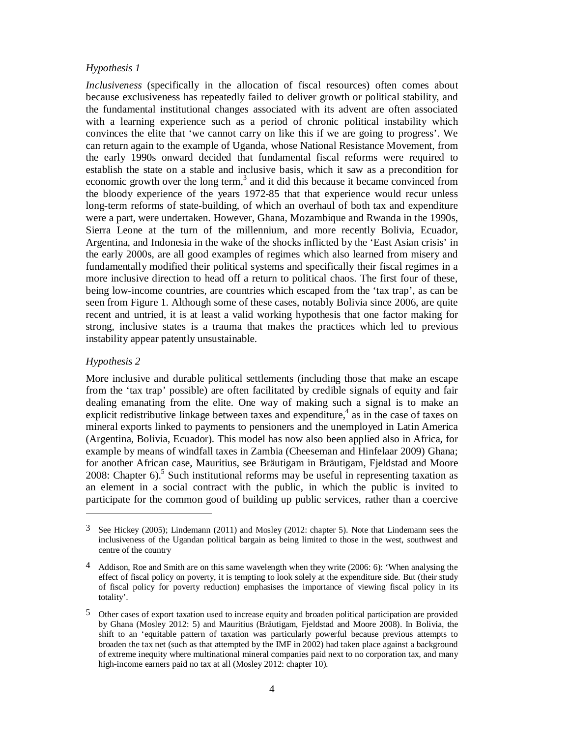*Hypothesis 1*

*Inclusiveness* (specifically in the allocation of fiscal resources) often comes about because exclusiveness has repeatedly failed to deliver growth or political stability, and the fundamental institutional changes associated with its advent are often associated with a learning experience such as a period of chronic political instability which convinces the elite that 'we cannot carry on like this if we are going to progress'. We can return again to the example of Uganda, whose National Resistance Movement, from the early 1990s onward decided that fundamental fiscal reforms were required to establish the state on a stable and inclusive basis, which it saw as a precondition for economic growth over the long term,[3] and it did this because it became convinced from the bloody experience of the years 1972-85 that that experience would recur unless long-term reforms of state-building, of which an overhaul of both tax and expenditure were a part, were undertaken. However, Ghana, Mozambique and Rwanda in the 1990s, Sierra Leone at the turn of the millennium, and more recently Bolivia, Ecuador, Argentina, and Indonesia in the wake of the shocks inflicted by the 'East Asian crisis' in the early 2000s, are all good examples of regimes which also learned from misery and fundamentally modified their political systems and specifically their fiscal regimes in a more inclusive direction to head off a return to political chaos. The first four of these, being low-income countries, are countries which escaped from the 'tax trap', as can be seen from Figure 1. Although some of these cases, notably Bolivia since 2006, are quite recent and untried, it is at least a valid working hypothesis that one factor making for strong, inclusive states is a trauma that makes the practices which led to previous instability appear patently unsustainable.

*Hypothesis 2*

More inclusive and durable political settlements (including those that make an escape from the 'tax trap' possible) are often facilitated by credible signals of equity and fair dealing emanating from the elite. One way of making such a signal is to make an explicit redistributive linkage between taxes and expenditure,[4] as in the case of taxes on mineral exports linked to payments to pensioners and the unemployed in Latin America (Argentina, Bolivia, Ecuador). This model has now also been applied also in Africa, for example by means of windfall taxes in Zambia (Cheeseman and Hinfelaar 2009) Ghana; for another African case, Mauritius, see Bräutigam in Bräutigam, Fjeldstad and Moore 2008: Chapter 6).[5] Such institutional reforms may be useful in representing taxation as an element in a social contract with the public, in which the public is invited to participate for the common good of building up public services, rather than a coercive

---

3 See Hickey (2005); Lindemann (2011) and Mosley (2012: chapter 5). Note that Lindemann sees the inclusiveness of the Ugandan political bargain as being limited to those in the west, southwest and centre of the country

4 Addison, Roe and Smith are on this same wavelength when they write (2006: 6): 'When analysing the effect of fiscal policy on poverty, it is tempting to look solely at the expenditure side. But (their study of fiscal policy for poverty reduction) emphasises the importance of viewing fiscal policy in its totality'.

5 Other cases of export taxation used to increase equity and broaden political participation are provided by Ghana (Mosley 2012: 5) and Mauritius (Bräutigam, Fjeldstad and Moore 2008). In Bolivia, the shift to an 'equitable pattern of taxation was particularly powerful because previous attempts to broaden the tax net (such as that attempted by the IMF in 2002) had taken place against a background of extreme inequity where multinational mineral companies paid next to no corporation tax, and many high-income earners paid no tax at all (Mosley 2012: chapter 10).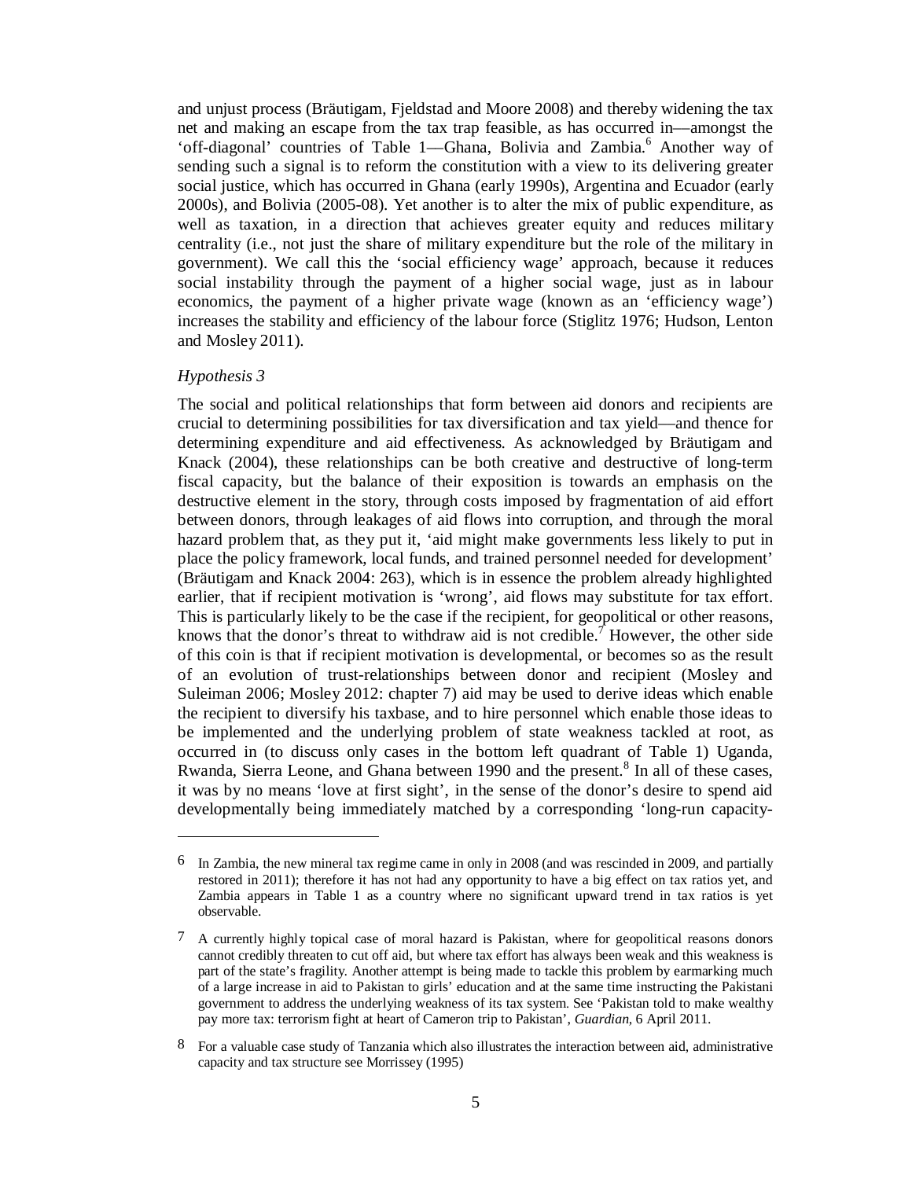and unjust process (Bräutigam, Fjeldstad and Moore 2008) and thereby widening the tax net and making an escape from the tax trap feasible, as has occurred in—amongst the 'off-diagonal' countries of Table 1—Ghana, Bolivia and Zambia.[6] Another way of sending such a signal is to reform the constitution with a view to its delivering greater social justice, which has occurred in Ghana (early 1990s), Argentina and Ecuador (early 2000s), and Bolivia (2005-08). Yet another is to alter the mix of public expenditure, as well as taxation, in a direction that achieves greater equity and reduces military centrality (i.e., not just the share of military expenditure but the role of the military in government). We call this the 'social efficiency wage' approach, because it reduces social instability through the payment of a higher social wage, just as in labour economics, the payment of a higher private wage (known as an 'efficiency wage') increases the stability and efficiency of the labour force (Stiglitz 1976; Hudson, Lenton and Mosley 2011).

*Hypothesis 3*

The social and political relationships that form between aid donors and recipients are crucial to determining possibilities for tax diversification and tax yield—and thence for determining expenditure and aid effectiveness. As acknowledged by Bräutigam and Knack (2004), these relationships can be both creative and destructive of long-term fiscal capacity, but the balance of their exposition is towards an emphasis on the destructive element in the story, through costs imposed by fragmentation of aid effort between donors, through leakages of aid flows into corruption, and through the moral hazard problem that, as they put it, 'aid might make governments less likely to put in place the policy framework, local funds, and trained personnel needed for development' (Bräutigam and Knack 2004: 263), which is in essence the problem already highlighted earlier, that if recipient motivation is 'wrong', aid flows may substitute for tax effort. This is particularly likely to be the case if the recipient, for geopolitical or other reasons, knows that the donor's threat to withdraw aid is not credible.[7] However, the other side of this coin is that if recipient motivation is developmental, or becomes so as the result of an evolution of trust-relationships between donor and recipient (Mosley and Suleiman 2006; Mosley 2012: chapter 7) aid may be used to derive ideas which enable the recipient to diversify his taxbase, and to hire personnel which enable those ideas to be implemented and the underlying problem of state weakness tackled at root, as occurred in (to discuss only cases in the bottom left quadrant of Table 1) Uganda, Rwanda, Sierra Leone, and Ghana between 1990 and the present.[8] In all of these cases, it was by no means 'love at first sight', in the sense of the donor's desire to spend aid developmentally being immediately matched by a corresponding 'long-run capacity-

---

6 In Zambia, the new mineral tax regime came in only in 2008 (and was rescinded in 2009, and partially restored in 2011); therefore it has not had any opportunity to have a big effect on tax ratios yet, and Zambia appears in Table 1 as a country where no significant upward trend in tax ratios is yet observable.

7 A currently highly topical case of moral hazard is Pakistan, where for geopolitical reasons donors cannot credibly threaten to cut off aid, but where tax effort has always been weak and this weakness is part of the state's fragility. Another attempt is being made to tackle this problem by earmarking much of a large increase in aid to Pakistan to girls' education and at the same time instructing the Pakistani government to address the underlying weakness of its tax system. See 'Pakistan told to make wealthy pay more tax: terrorism fight at heart of Cameron trip to Pakistan', *Guardian*, 6 April 2011.

8 For a valuable case study of Tanzania which also illustrates the interaction between aid, administrative capacity and tax structure see Morrissey (1995)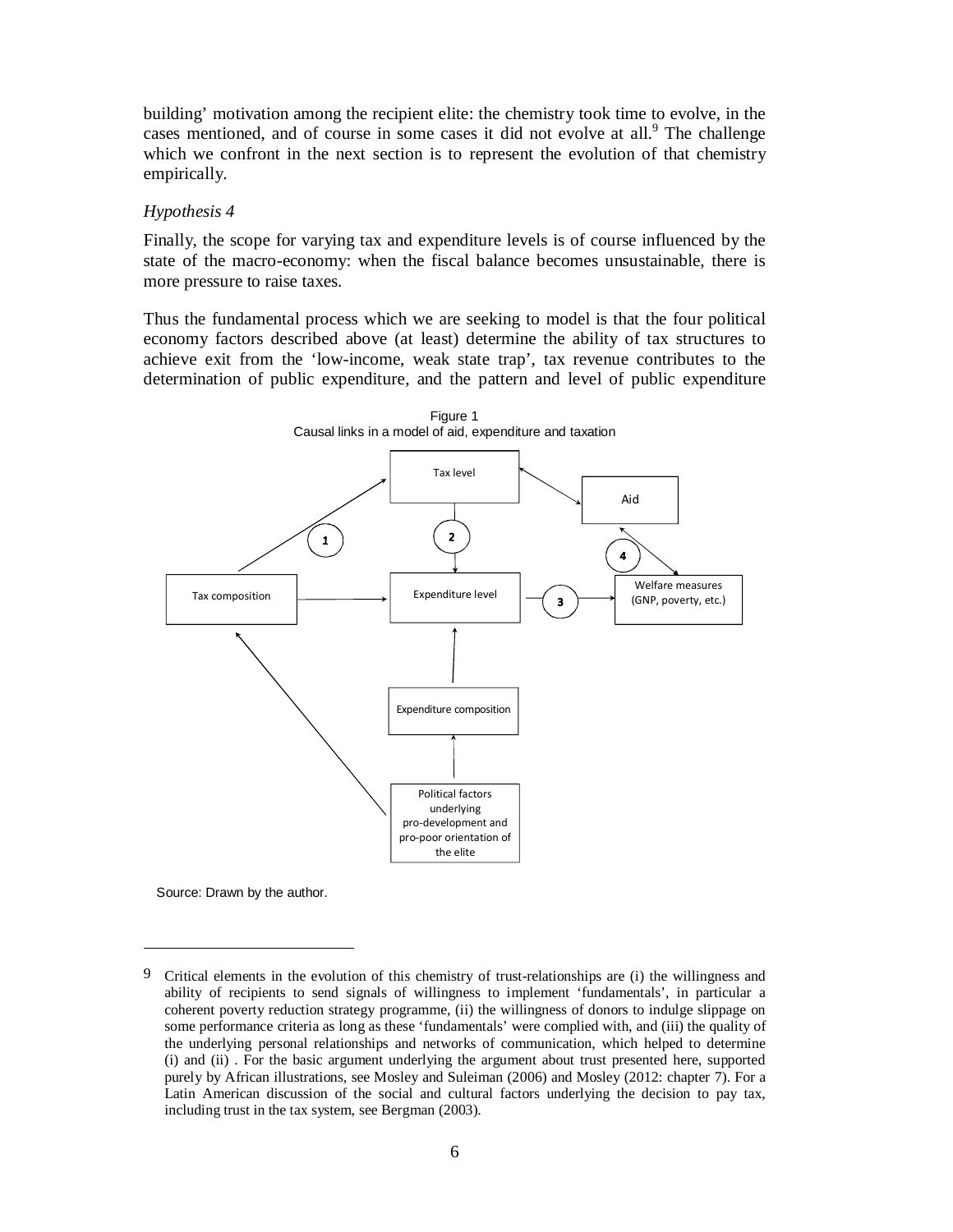building' motivation among the recipient elite: the chemistry took time to evolve, in the cases mentioned, and of course in some cases it did not evolve at all.[9] The challenge which we confront in the next section is to represent the evolution of that chemistry empirically.

*Hypothesis 4*

Finally, the scope for varying tax and expenditure levels is of course influenced by the state of the macro-economy: when the fiscal balance becomes unsustainable, there is more pressure to raise taxes.

Thus the fundamental process which we are seeking to model is that the four political economy factors described above (at least) determine the ability of tax structures to achieve exit from the 'low-income, weak state trap', tax revenue contributes to the determination of public expenditure, and the pattern and level of public expenditure

Figure 1
Causal links in a model of aid, expenditure and taxation

Source: Drawn by the author.

---

[9] Critical elements in the evolution of this chemistry of trust-relationships are (i) the willingness and ability of recipients to send signals of willingness to implement 'fundamentals', in particular a coherent poverty reduction strategy programme, (ii) the willingness of donors to indulge slippage on some performance criteria as long as these 'fundamentals' were complied with, and (iii) the quality of the underlying personal relationships and networks of communication, which helped to determine (i) and (ii) . For the basic argument underlying the argument about trust presented here, supported purely by African illustrations, see Mosley and Suleiman (2006) and Mosley (2012: chapter 7). For a Latin American discussion of the social and cultural factors underlying the decision to pay tax, including trust in the tax system, see Bergman (2003).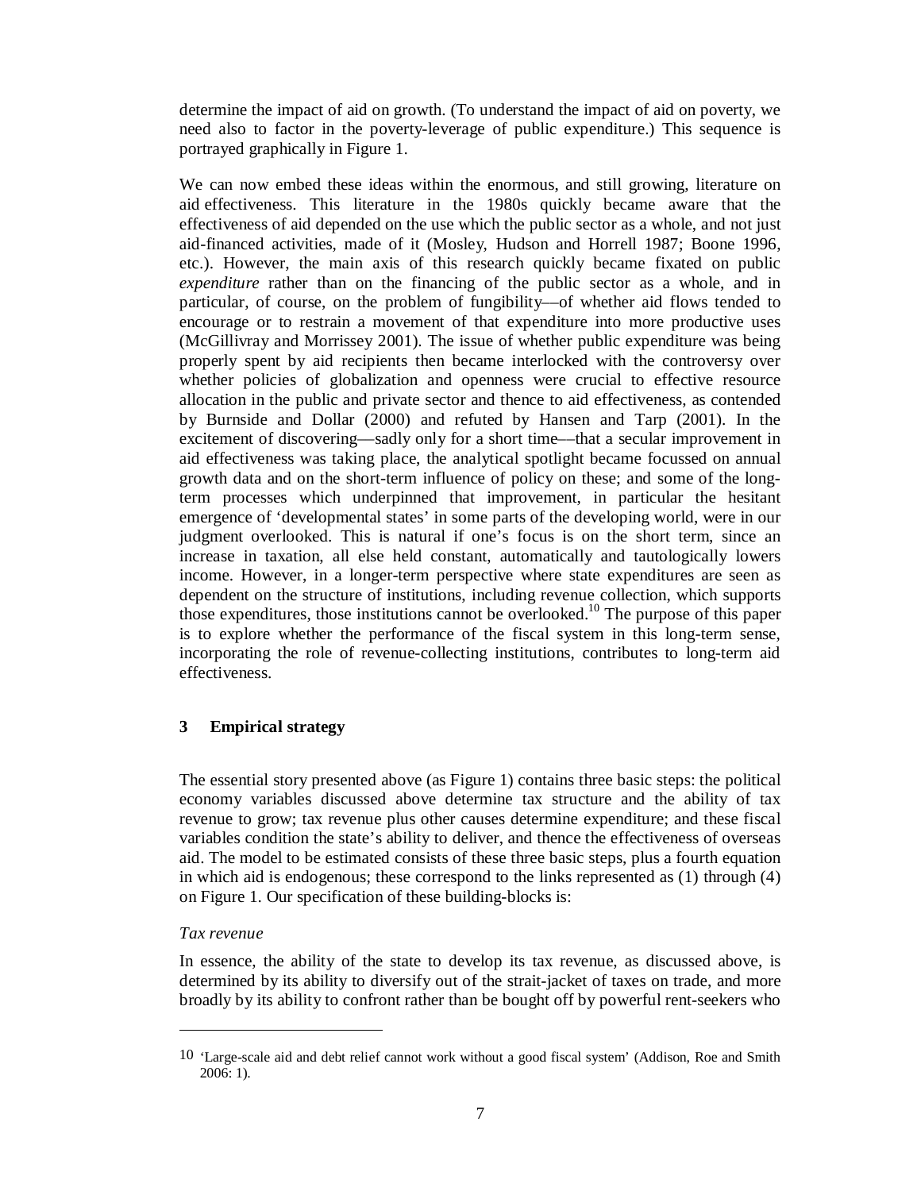determine the impact of aid on growth. (To understand the impact of aid on poverty, we need also to factor in the poverty-leverage of public expenditure.) This sequence is portrayed graphically in Figure 1.

We can now embed these ideas within the enormous, and still growing, literature on aid effectiveness. This literature in the 1980s quickly became aware that the effectiveness of aid depended on the use which the public sector as a whole, and not just aid-financed activities, made of it (Mosley, Hudson and Horrell 1987; Boone 1996, etc.). However, the main axis of this research quickly became fixated on public *expenditure* rather than on the financing of the public sector as a whole, and in particular, of course, on the problem of fungibility—of whether aid flows tended to encourage or to restrain a movement of that expenditure into more productive uses (McGillivray and Morrissey 2001). The issue of whether public expenditure was being properly spent by aid recipients then became interlocked with the controversy over whether policies of globalization and openness were crucial to effective resource allocation in the public and private sector and thence to aid effectiveness, as contended by Burnside and Dollar (2000) and refuted by Hansen and Tarp (2001). In the excitement of discovering—sadly only for a short time—that a secular improvement in aid effectiveness was taking place, the analytical spotlight became focussed on annual growth data and on the short-term influence of policy on these; and some of the long-term processes which underpinned that improvement, in particular the hesitant emergence of 'developmental states' in some parts of the developing world, were in our judgment overlooked. This is natural if one's focus is on the short term, since an increase in taxation, all else held constant, automatically and tautologically lowers income. However, in a longer-term perspective where state expenditures are seen as dependent on the structure of institutions, including revenue collection, which supports those expenditures, those institutions cannot be overlooked.[10] The purpose of this paper is to explore whether the performance of the fiscal system in this long-term sense, incorporating the role of revenue-collecting institutions, contributes to long-term aid effectiveness.

## 3 Empirical strategy

The essential story presented above (as Figure 1) contains three basic steps: the political economy variables discussed above determine tax structure and the ability of tax revenue to grow; tax revenue plus other causes determine expenditure; and these fiscal variables condition the state's ability to deliver, and thence the effectiveness of overseas aid. The model to be estimated consists of these three basic steps, plus a fourth equation in which aid is endogenous; these correspond to the links represented as (1) through (4) on Figure 1. Our specification of these building-blocks is:

*Tax revenue*

In essence, the ability of the state to develop its tax revenue, as discussed above, is determined by its ability to diversify out of the strait-jacket of taxes on trade, and more broadly by its ability to confront rather than be bought off by powerful rent-seekers who

---

10 'Large-scale aid and debt relief cannot work without a good fiscal system' (Addison, Roe and Smith 2006: 1).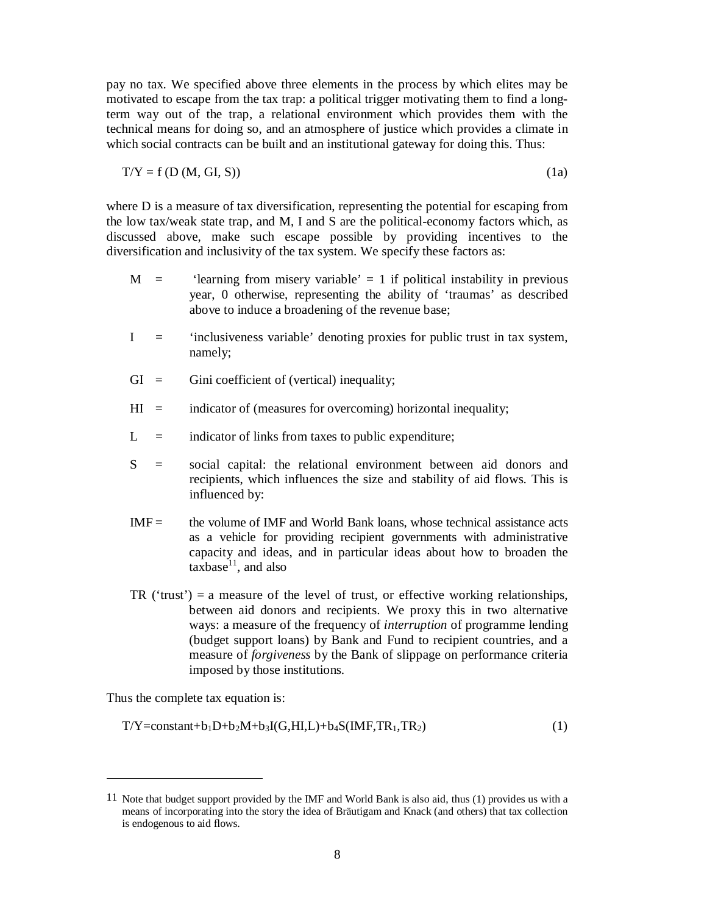pay no tax. We specified above three elements in the process by which elites may be motivated to escape from the tax trap: a political trigger motivating them to find a long-term way out of the trap, a relational environment which provides them with the technical means for doing so, and an atmosphere of justice which provides a climate in which social contracts can be built and an institutional gateway for doing this. Thus:

$$T/Y = f\,(D\,(M, GI, S)) \tag{1a}$$

where D is a measure of tax diversification, representing the potential for escaping from the low tax/weak state trap, and M, I and S are the political-economy factors which, as discussed above, make such escape possible by providing incentives to the diversification and inclusivity of the tax system. We specify these factors as:

M = 'learning from misery variable' = 1 if political instability in previous year, 0 otherwise, representing the ability of 'traumas' as described above to induce a broadening of the revenue base;

I = 'inclusiveness variable' denoting proxies for public trust in tax system, namely;

GI = Gini coefficient of (vertical) inequality;

HI = indicator of (measures for overcoming) horizontal inequality;

L = indicator of links from taxes to public expenditure;

S = social capital: the relational environment between aid donors and recipients, which influences the size and stability of aid flows. This is influenced by:

IMF = the volume of IMF and World Bank loans, whose technical assistance acts as a vehicle for providing recipient governments with administrative capacity and ideas, and in particular ideas about how to broaden the taxbase[11], and also

TR ('trust') = a measure of the level of trust, or effective working relationships, between aid donors and recipients. We proxy this in two alternative ways: a measure of the frequency of *interruption* of programme lending (budget support loans) by Bank and Fund to recipient countries, and a measure of *forgiveness* by the Bank of slippage on performance criteria imposed by those institutions.

Thus the complete tax equation is:

$$T/Y = \text{constant} + b_1 D + b_2 M + b_3 I(G, HI, L) + b_4 S(IMF, TR_1, TR_2) \tag{1}$$

---

11 Note that budget support provided by the IMF and World Bank is also aid, thus (1) provides us with a means of incorporating into the story the idea of Bräutigam and Knack (and others) that tax collection is endogenous to aid flows.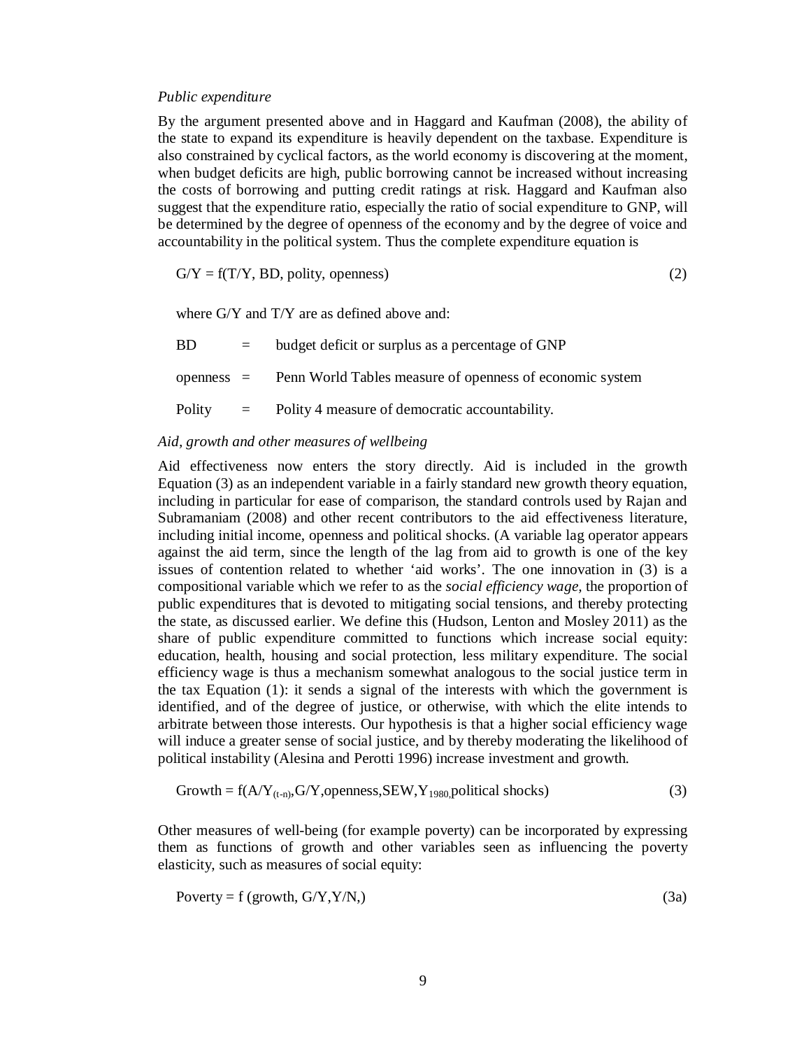*Public expenditure*

By the argument presented above and in Haggard and Kaufman (2008), the ability of the state to expand its expenditure is heavily dependent on the taxbase. Expenditure is also constrained by cyclical factors, as the world economy is discovering at the moment, when budget deficits are high, public borrowing cannot be increased without increasing the costs of borrowing and putting credit ratings at risk. Haggard and Kaufman also suggest that the expenditure ratio, especially the ratio of social expenditure to GNP, will be determined by the degree of openness of the economy and by the degree of voice and accountability in the political system. Thus the complete expenditure equation is

$$G/Y = f(T/Y, BD, \text{polity}, \text{openness}) \tag{2}$$

where G/Y and T/Y are as defined above and:

BD = budget deficit or surplus as a percentage of GNP

openness = Penn World Tables measure of openness of economic system

Polity = Polity 4 measure of democratic accountability.

*Aid, growth and other measures of wellbeing*

Aid effectiveness now enters the story directly. Aid is included in the growth Equation (3) as an independent variable in a fairly standard new growth theory equation, including in particular for ease of comparison, the standard controls used by Rajan and Subramaniam (2008) and other recent contributors to the aid effectiveness literature, including initial income, openness and political shocks. (A variable lag operator appears against the aid term, since the length of the lag from aid to growth is one of the key issues of contention related to whether 'aid works'. The one innovation in (3) is a compositional variable which we refer to as the *social efficiency wage,* the proportion of public expenditures that is devoted to mitigating social tensions, and thereby protecting the state, as discussed earlier. We define this (Hudson, Lenton and Mosley 2011) as the share of public expenditure committed to functions which increase social equity: education, health, housing and social protection, less military expenditure. The social efficiency wage is thus a mechanism somewhat analogous to the social justice term in the tax Equation (1): it sends a signal of the interests with which the government is identified, and of the degree of justice, or otherwise, with which the elite intends to arbitrate between those interests. Our hypothesis is that a higher social efficiency wage will induce a greater sense of social justice, and by thereby moderating the likelihood of political instability (Alesina and Perotti 1996) increase investment and growth.

$$\text{Growth} = f(A/Y_{(t-n)}, G/Y, \text{openness}, SEW, Y_{1980}, \text{political shocks}) \tag{3}$$

Other measures of well-being (for example poverty) can be incorporated by expressing them as functions of growth and other variables seen as influencing the poverty elasticity, such as measures of social equity:

$$\text{Poverty} = f(\text{growth}, G/Y, Y/N,) \tag{3a}$$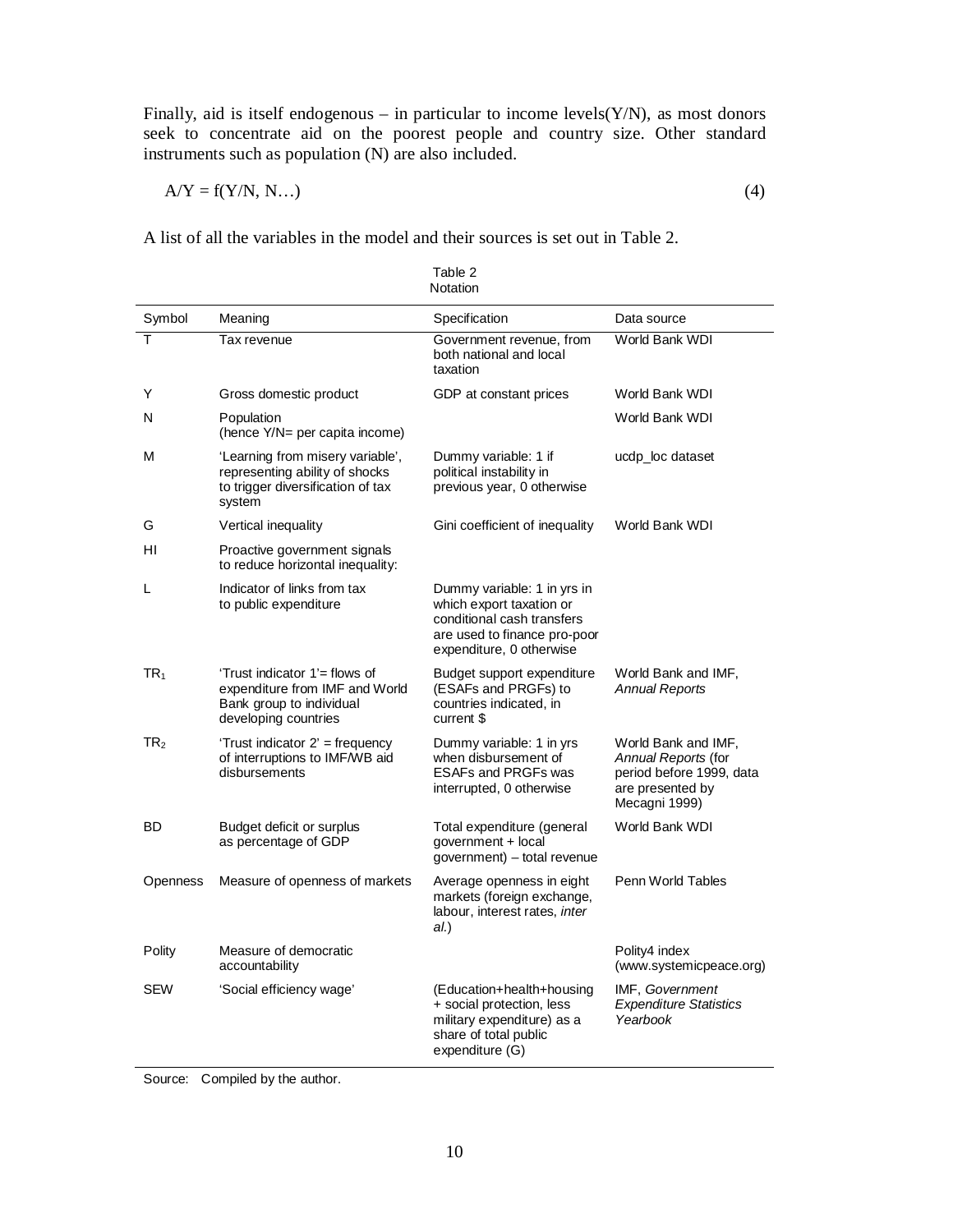Finally, aid is itself endogenous – in particular to income levels(Y/N), as most donors seek to concentrate aid on the poorest people and country size. Other standard instruments such as population (N) are also included.

$$A/Y = f(Y/N, N\ldots) \tag{4}$$

A list of all the variables in the model and their sources is set out in Table 2.

Table 2
Notation

| Symbol | Meaning | Specification | Data source |
|---|---|---|---|
| T | Tax revenue | Government revenue, from both national and local taxation | World Bank WDI |
| Y | Gross domestic product | GDP at constant prices | World Bank WDI |
| N | Population (hence Y/N= per capita income) | | World Bank WDI |
| M | 'Learning from misery variable', representing ability of shocks to trigger diversification of tax system | Dummy variable: 1 if political instability in previous year, 0 otherwise | ucdp_loc dataset |
| G | Vertical inequality | Gini coefficient of inequality | World Bank WDI |
| HI | Proactive government signals to reduce horizontal inequality: | | |
| L | Indicator of links from tax to public expenditure | Dummy variable: 1 in yrs in which export taxation or conditional cash transfers are used to finance pro-poor expenditure, 0 otherwise | |
| $TR_1$ | 'Trust indicator 1'= flows of expenditure from IMF and World Bank group to individual developing countries | Budget support expenditure (ESAFs and PRGFs) to countries indicated, in current $ | World Bank and IMF, *Annual Reports* |
| $TR_2$ | 'Trust indicator 2' = frequency of interruptions to IMF/WB aid disbursements | Dummy variable: 1 in yrs when disbursement of ESAFs and PRGFs was interrupted, 0 otherwise | World Bank and IMF, *Annual Reports* (for period before 1999, data are presented by Mecagni 1999) |
| BD | Budget deficit or surplus as percentage of GDP | Total expenditure (general government + local government) – total revenue | World Bank WDI |
| Openness | Measure of openness of markets | Average openness in eight markets (foreign exchange, labour, interest rates, *inter al.*) | Penn World Tables |
| Polity | Measure of democratic accountability | | Polity4 index (www.systemicpeace.org) |
| SEW | 'Social efficiency wage' | (Education+health+housing + social protection, less military expenditure) as a share of total public expenditure (G) | IMF, *Government Expenditure Statistics Yearbook* |

Source: Compiled by the author.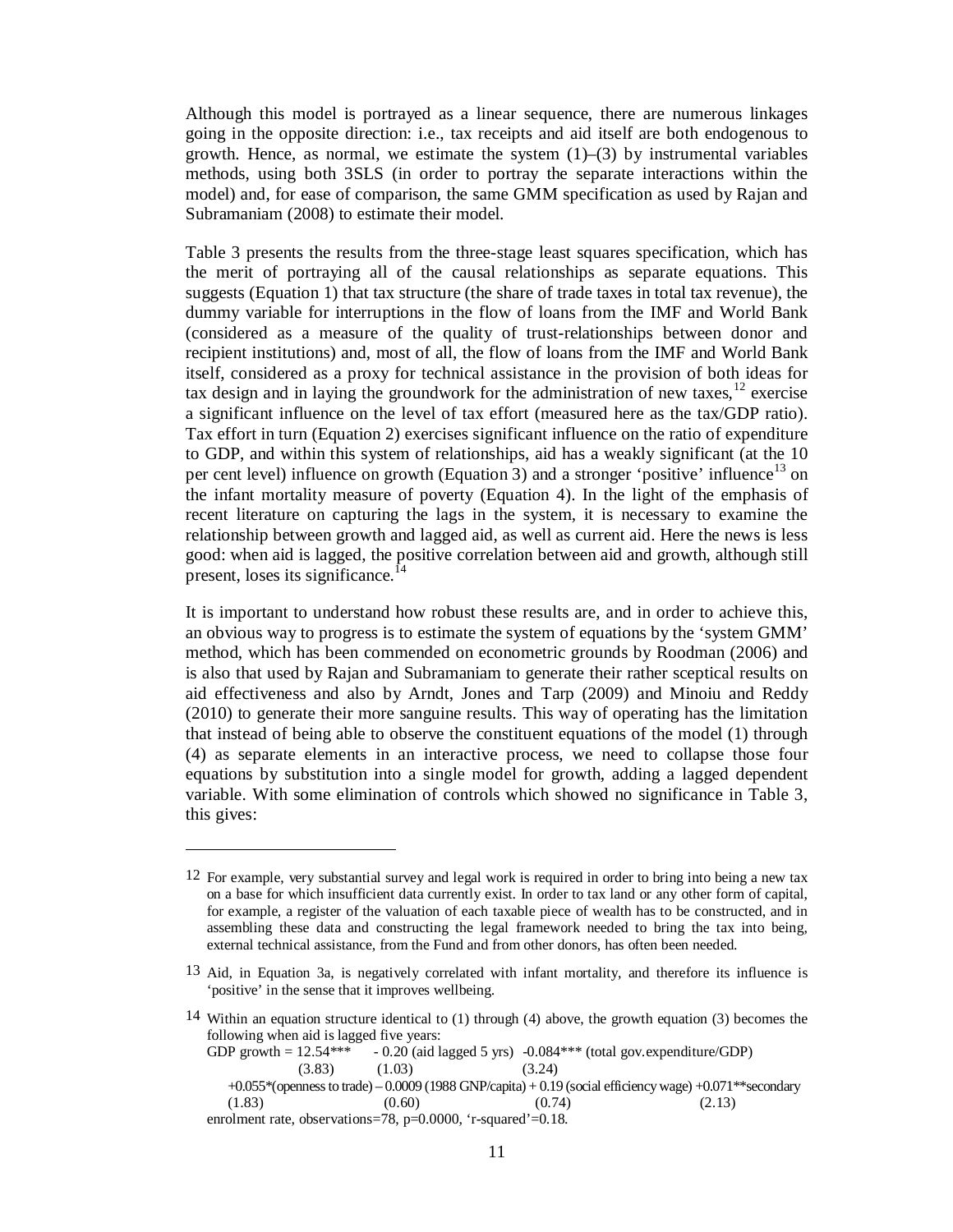Although this model is portrayed as a linear sequence, there are numerous linkages going in the opposite direction: i.e., tax receipts and aid itself are both endogenous to growth. Hence, as normal, we estimate the system (1)–(3) by instrumental variables methods, using both 3SLS (in order to portray the separate interactions within the model) and, for ease of comparison, the same GMM specification as used by Rajan and Subramaniam (2008) to estimate their model.

Table 3 presents the results from the three-stage least squares specification, which has the merit of portraying all of the causal relationships as separate equations. This suggests (Equation 1) that tax structure (the share of trade taxes in total tax revenue), the dummy variable for interruptions in the flow of loans from the IMF and World Bank (considered as a measure of the quality of trust-relationships between donor and recipient institutions) and, most of all, the flow of loans from the IMF and World Bank itself, considered as a proxy for technical assistance in the provision of both ideas for tax design and in laying the groundwork for the administration of new taxes,[12] exercise a significant influence on the level of tax effort (measured here as the tax/GDP ratio). Tax effort in turn (Equation 2) exercises significant influence on the ratio of expenditure to GDP, and within this system of relationships, aid has a weakly significant (at the 10 per cent level) influence on growth (Equation 3) and a stronger 'positive' influence[13] on the infant mortality measure of poverty (Equation 4). In the light of the emphasis of recent literature on capturing the lags in the system, it is necessary to examine the relationship between growth and lagged aid, as well as current aid. Here the news is less good: when aid is lagged, the positive correlation between aid and growth, although still present, loses its significance.[14]

It is important to understand how robust these results are, and in order to achieve this, an obvious way to progress is to estimate the system of equations by the 'system GMM' method, which has been commended on econometric grounds by Roodman (2006) and is also that used by Rajan and Subramaniam to generate their rather sceptical results on aid effectiveness and also by Arndt, Jones and Tarp (2009) and Minoiu and Reddy (2010) to generate their more sanguine results. This way of operating has the limitation that instead of being able to observe the constituent equations of the model (1) through (4) as separate elements in an interactive process, we need to collapse those four equations by substitution into a single model for growth, adding a lagged dependent variable. With some elimination of controls which showed no significance in Table 3, this gives:

---

12 For example, very substantial survey and legal work is required in order to bring into being a new tax on a base for which insufficient data currently exist. In order to tax land or any other form of capital, for example, a register of the valuation of each taxable piece of wealth has to be constructed, and in assembling these data and constructing the legal framework needed to bring the tax into being, external technical assistance, from the Fund and from other donors, has often been needed.

13 Aid, in Equation 3a, is negatively correlated with infant mortality, and therefore its influence is 'positive' in the sense that it improves wellbeing.

14 Within an equation structure identical to (1) through (4) above, the growth equation (3) becomes the following when aid is lagged five years:

GDP growth = 12.54*** (3.83) - 0.20 (aid lagged 5 yrs) (1.03) -0.084*** (total gov.expenditure/GDP) (3.24) +0.055*(openness to trade) (1.83) – 0.0009 (1988 GNP/capita) (0.60) + 0.19 (social efficiency wage) (0.74) +0.071**secondary enrolment rate (2.13), observations=78, p=0.0000, 'r-squared'=0.18.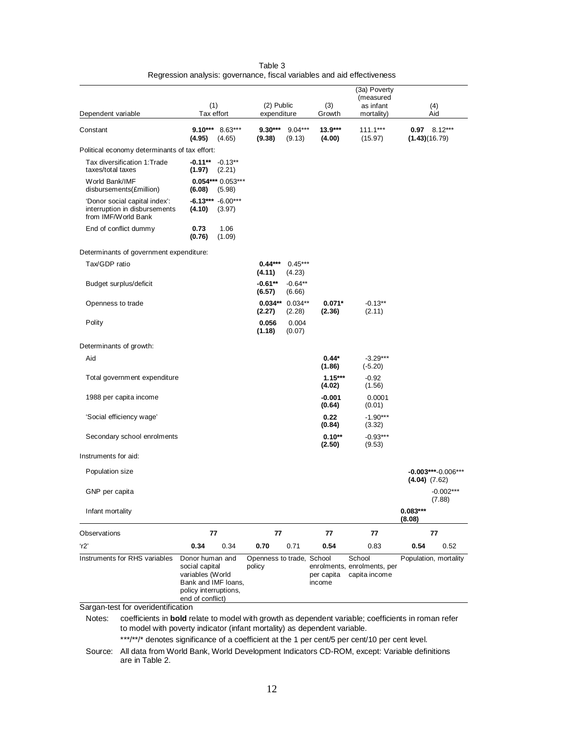Table 3
Regression analysis: governance, fiscal variables and aid effectiveness

| Dependent variable | (1) Tax effort | | (2) Public expenditure | | (3) Growth | (3a) Poverty (measured as infant mortality) | (4) Aid | |
|---|---|---|---|---|---|---|---|---|
| Constant | **9.10*** (4.95)** | 8.63*** (4.65) | **9.30*** (9.38)** | 9.04*** (9.13) | **13.9*** (4.00)** | 111.1*** (15.97) | **0.97 (1.43)** | 8.12*** (16.79) |
| *Political economy determinants of tax effort:* | | | | | | | | |
| Tax diversification 1: Trade taxes/total taxes | **-0.11** (1.97)** | -0.13** (2.21) | | | | | | |
| World Bank/IMF disbursements(£million) | **0.054*** (6.08)** | 0.053*** (5.98) | | | | | | |
| 'Donor social capital index': interruption in disbursements from IMF/World Bank | **-6.13*** (4.10)** | -6.00*** (3.97) | | | | | | |
| End of conflict dummy | **0.73 (0.76)** | 1.06 (1.09) | | | | | | |
| *Determinants of government expenditure:* | | | | | | | | |
| Tax/GDP ratio | | | **0.44*** (4.11)** | 0.45*** (4.23) | | | | |
| Budget surplus/deficit | | | **-0.61** (6.57)** | -0.64** (6.66) | | | | |
| Openness to trade | | | **0.034** (2.27)** | 0.034** (2.28) | **0.071* (2.36)** | -0.13** (2.11) | | |
| Polity | | | **0.056 (1.18)** | 0.004 (0.07) | | | | |
| *Determinants of growth:* | | | | | | | | |
| Aid | | | | | **0.44* (1.86)** | -3.29*** (-5.20) | | |
| Total government expenditure | | | | | **1.15*** (4.02)** | -0.92 (1.56) | | |
| 1988 per capita income | | | | | **-0.001 (0.64)** | 0.0001 (0.01) | | |
| 'Social efficiency wage' | | | | | **0.22 (0.84)** | -1.90*** (3.32) | | |
| Secondary school enrolments | | | | | **0.10** (2.50)** | -0.93*** (9.53) | | |
| *Instruments for aid:* | | | | | | | | |
| Population size | | | | | | | **-0.003*** (4.04)** | -0.006*** (7.62) |
| GNP per capita | | | | | | | | -0.002*** (7.88) |
| Infant mortality | | | | | | | **0.083*** (8.08)** | |
| Observations | **77** | | **77** | | **77** | **77** | **77** | |
| 'r2' | **0.34** | 0.34 | **0.70** | 0.71 | **0.54** | 0.83 | **0.54** | 0.52 |
| Instruments for RHS variables | Donor human and social capital variables (World Bank and IMF loans, policy interruptions, end of conflict) | | Openness to trade, policy | | School enrolments, per capita income | School enrolments, per capita income | Population, mortality | |
| Sargan-test for overidentification | | | | | | | | |

Notes: coefficients in **bold** relate to model with growth as dependent variable; coefficients in roman refer to model with poverty indicator (infant mortality) as dependent variable.

***/**/* denotes significance of a coefficient at the 1 per cent/5 per cent/10 per cent level.

Source: All data from World Bank, World Development Indicators CD-ROM, except: Variable definitions are in Table 2.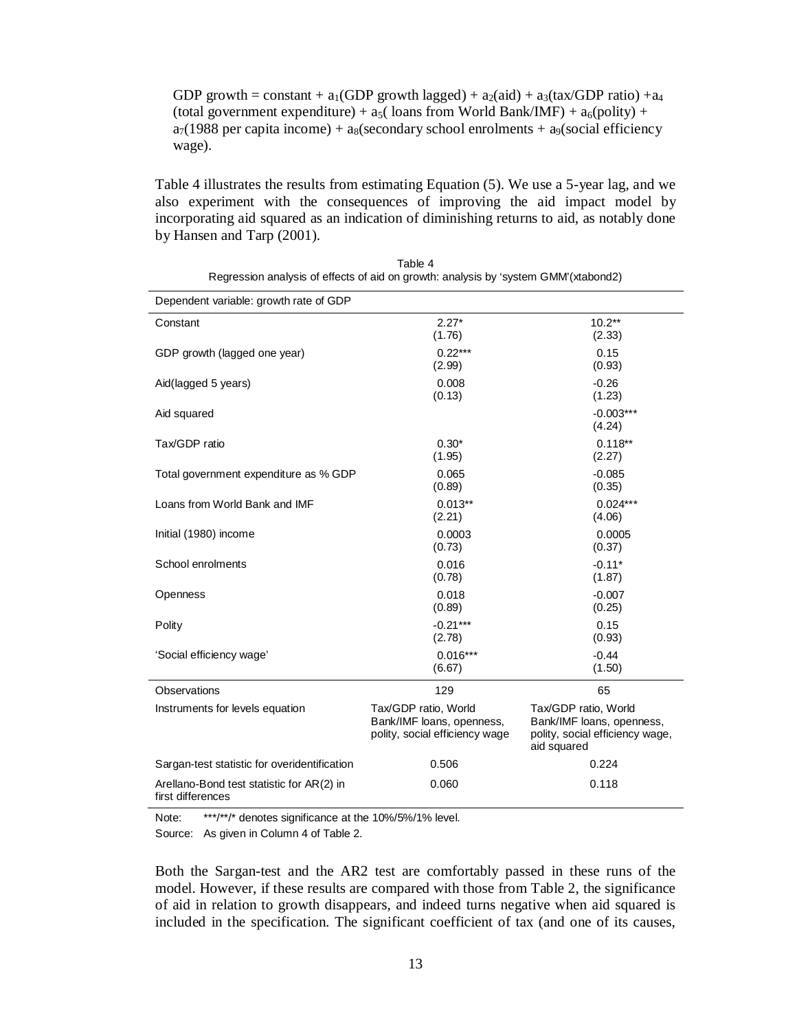GDP growth = constant + $a_1$(GDP growth lagged) + $a_2$(aid) + $a_3$(tax/GDP ratio) +$a_4$ (total government expenditure) + $a_5$( loans from World Bank/IMF) + $a_6$(polity) + $a_7$(1988 per capita income) + $a_8$(secondary school enrolments + $a_9$(social efficiency wage).

Table 4 illustrates the results from estimating Equation (5). We use a 5-year lag, and we also experiment with the consequences of improving the aid impact model by incorporating aid squared as an indication of diminishing returns to aid, as notably done by Hansen and Tarp (2001).

Table 4
Regression analysis of effects of aid on growth: analysis by 'system GMM'(xtabond2)

| Dependent variable: growth rate of GDP | | |
|---|---|---|
| Constant | 2.27* (1.76) | 10.2** (2.33) |
| GDP growth (lagged one year) | 0.22*** (2.99) | 0.15 (0.93) |
| Aid(lagged 5 years) | 0.008 (0.13) | -0.26 (1.23) |
| Aid squared | | -0.003*** (4.24) |
| Tax/GDP ratio | 0.30* (1.95) | 0.118** (2.27) |
| Total government expenditure as % GDP | 0.065 (0.89) | -0.085 (0.35) |
| Loans from World Bank and IMF | 0.013** (2.21) | 0.024*** (4.06) |
| Initial (1980) income | 0.0003 (0.73) | 0.0005 (0.37) |
| School enrolments | 0.016 (0.78) | -0.11* (1.87) |
| Openness | 0.018 (0.89) | -0.007 (0.25) |
| Polity | -0.21*** (2.78) | 0.15 (0.93) |
| 'Social efficiency wage' | 0.016*** (6.67) | -0.44 (1.50) |
| Observations | 129 | 65 |
| Instruments for levels equation | Tax/GDP ratio, World Bank/IMF loans, openness, polity, social efficiency wage | Tax/GDP ratio, World Bank/IMF loans, openness, polity, social efficiency wage, aid squared |
| Sargan-test statistic for overidentification | 0.506 | 0.224 |
| Arellano-Bond test statistic for AR(2) in first differences | 0.060 | 0.118 |

Note: ***/**/* denotes significance at the 10%/5%/1% level.
Source: As given in Column 4 of Table 2.

Both the Sargan-test and the AR2 test are comfortably passed in these runs of the model. However, if these results are compared with those from Table 2, the significance of aid in relation to growth disappears, and indeed turns negative when aid squared is included in the specification. The significant coefficient of tax (and one of its causes,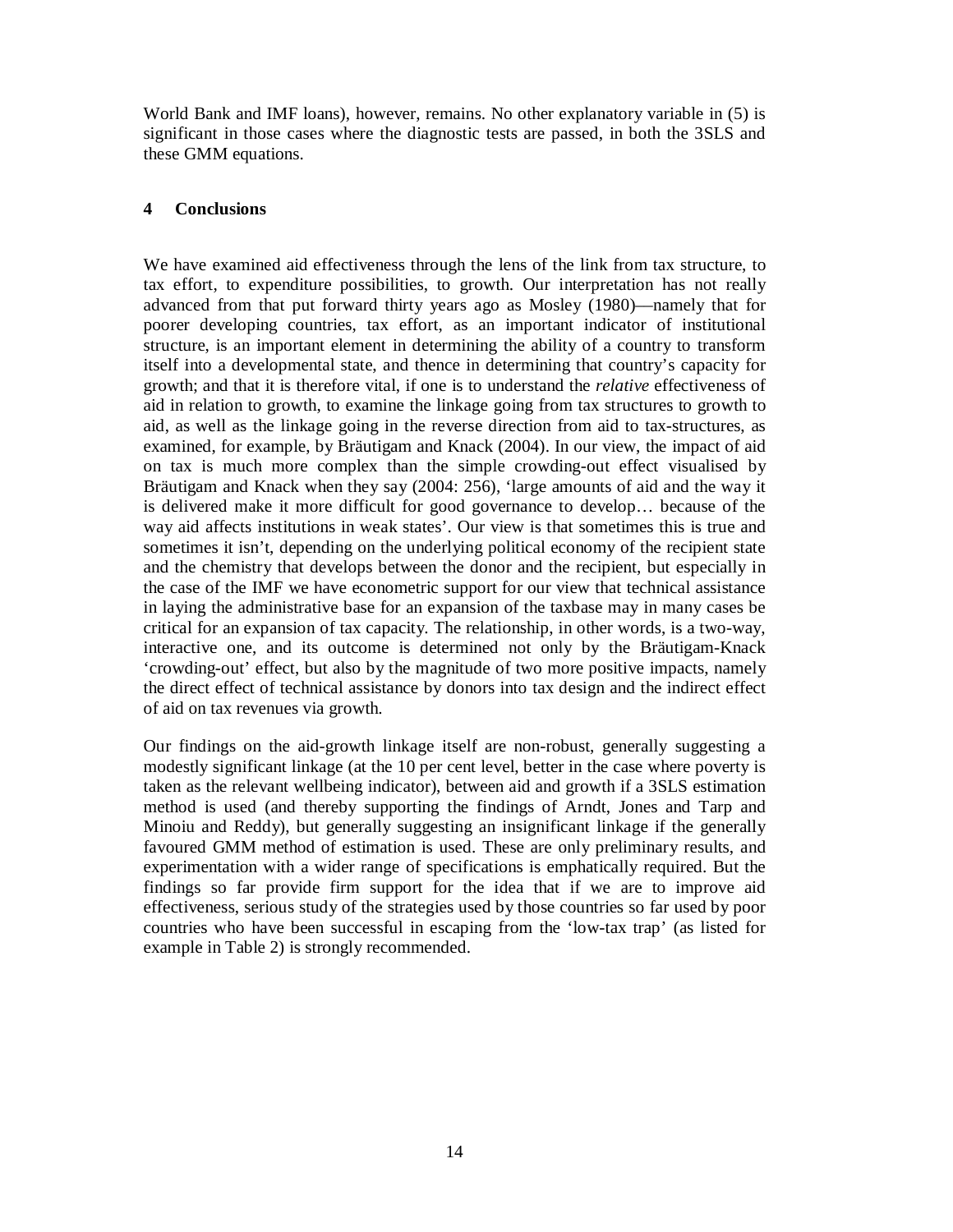World Bank and IMF loans), however, remains. No other explanatory variable in (5) is significant in those cases where the diagnostic tests are passed, in both the 3SLS and these GMM equations.

## 4 Conclusions

We have examined aid effectiveness through the lens of the link from tax structure, to tax effort, to expenditure possibilities, to growth. Our interpretation has not really advanced from that put forward thirty years ago as Mosley (1980)—namely that for poorer developing countries, tax effort, as an important indicator of institutional structure, is an important element in determining the ability of a country to transform itself into a developmental state, and thence in determining that country's capacity for growth; and that it is therefore vital, if one is to understand the *relative* effectiveness of aid in relation to growth, to examine the linkage going from tax structures to growth to aid, as well as the linkage going in the reverse direction from aid to tax-structures, as examined, for example, by Bräutigam and Knack (2004). In our view, the impact of aid on tax is much more complex than the simple crowding-out effect visualised by Bräutigam and Knack when they say (2004: 256), 'large amounts of aid and the way it is delivered make it more difficult for good governance to develop… because of the way aid affects institutions in weak states'. Our view is that sometimes this is true and sometimes it isn't, depending on the underlying political economy of the recipient state and the chemistry that develops between the donor and the recipient, but especially in the case of the IMF we have econometric support for our view that technical assistance in laying the administrative base for an expansion of the taxbase may in many cases be critical for an expansion of tax capacity. The relationship, in other words, is a two-way, interactive one, and its outcome is determined not only by the Bräutigam-Knack 'crowding-out' effect, but also by the magnitude of two more positive impacts, namely the direct effect of technical assistance by donors into tax design and the indirect effect of aid on tax revenues via growth.

Our findings on the aid-growth linkage itself are non-robust, generally suggesting a modestly significant linkage (at the 10 per cent level, better in the case where poverty is taken as the relevant wellbeing indicator), between aid and growth if a 3SLS estimation method is used (and thereby supporting the findings of Arndt, Jones and Tarp and Minoiu and Reddy), but generally suggesting an insignificant linkage if the generally favoured GMM method of estimation is used. These are only preliminary results, and experimentation with a wider range of specifications is emphatically required. But the findings so far provide firm support for the idea that if we are to improve aid effectiveness, serious study of the strategies used by those countries so far used by poor countries who have been successful in escaping from the 'low-tax trap' (as listed for example in Table 2) is strongly recommended.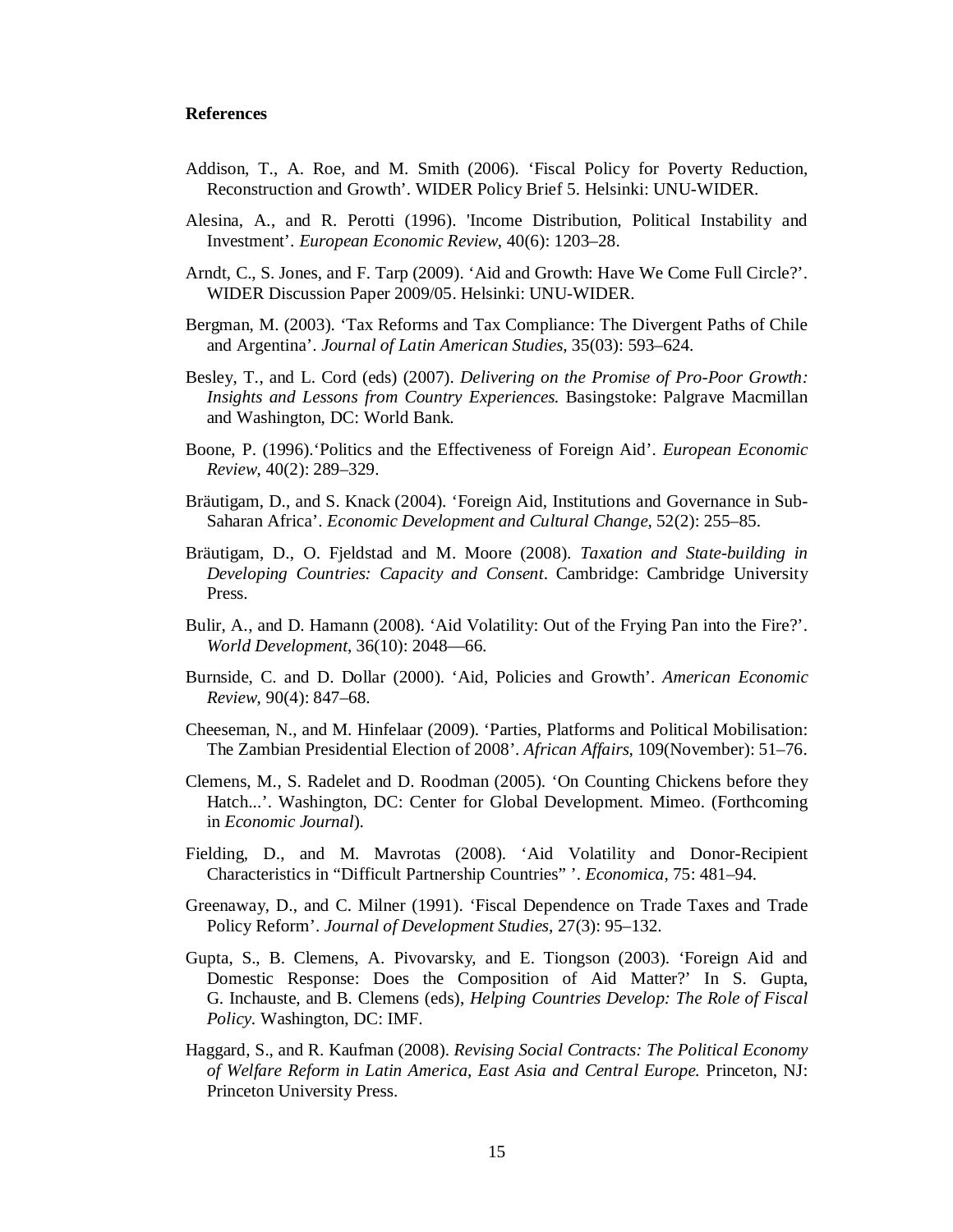**References**

Addison, T., A. Roe, and M. Smith (2006). 'Fiscal Policy for Poverty Reduction, Reconstruction and Growth'. WIDER Policy Brief 5. Helsinki: UNU-WIDER.

Alesina, A., and R. Perotti (1996). 'Income Distribution, Political Instability and Investment'. *European Economic Review*, 40(6): 1203–28.

Arndt, C., S. Jones, and F. Tarp (2009). 'Aid and Growth: Have We Come Full Circle?'. WIDER Discussion Paper 2009/05. Helsinki: UNU-WIDER.

Bergman, M. (2003). 'Tax Reforms and Tax Compliance: The Divergent Paths of Chile and Argentina'. *Journal of Latin American Studies*, 35(03): 593–624.

Besley, T., and L. Cord (eds) (2007). *Delivering on the Promise of Pro-Poor Growth: Insights and Lessons from Country Experiences.* Basingstoke: Palgrave Macmillan and Washington, DC: World Bank.

Boone, P. (1996).'Politics and the Effectiveness of Foreign Aid'. *European Economic Review*, 40(2): 289–329.

Bräutigam, D., and S. Knack (2004). 'Foreign Aid, Institutions and Governance in Sub-Saharan Africa'. *Economic Development and Cultural Change*, 52(2): 255–85.

Bräutigam, D., O. Fjeldstad and M. Moore (2008). *Taxation and State-building in Developing Countries: Capacity and Consent*. Cambridge: Cambridge University Press.

Bulir, A., and D. Hamann (2008). 'Aid Volatility: Out of the Frying Pan into the Fire?'. *World Development*, 36(10): 2048—66.

Burnside, C. and D. Dollar (2000). 'Aid, Policies and Growth'. *American Economic Review*, 90(4): 847–68.

Cheeseman, N., and M. Hinfelaar (2009). 'Parties, Platforms and Political Mobilisation: The Zambian Presidential Election of 2008'. *African Affairs*, 109(November): 51–76.

Clemens, M., S. Radelet and D. Roodman (2005). 'On Counting Chickens before they Hatch...'. Washington, DC: Center for Global Development. Mimeo. (Forthcoming in *Economic Journal*).

Fielding, D., and M. Mavrotas (2008). 'Aid Volatility and Donor-Recipient Characteristics in "Difficult Partnership Countries" '. *Economica*, 75: 481–94.

Greenaway, D., and C. Milner (1991). 'Fiscal Dependence on Trade Taxes and Trade Policy Reform'. *Journal of Development Studies*, 27(3): 95–132.

Gupta, S., B. Clemens, A. Pivovarsky, and E. Tiongson (2003). 'Foreign Aid and Domestic Response: Does the Composition of Aid Matter?' In S. Gupta, G. Inchauste, and B. Clemens (eds), *Helping Countries Develop: The Role of Fiscal Policy*. Washington, DC: IMF.

Haggard, S., and R. Kaufman (2008). *Revising Social Contracts: The Political Economy of Welfare Reform in Latin America, East Asia and Central Europe.* Princeton, NJ: Princeton University Press.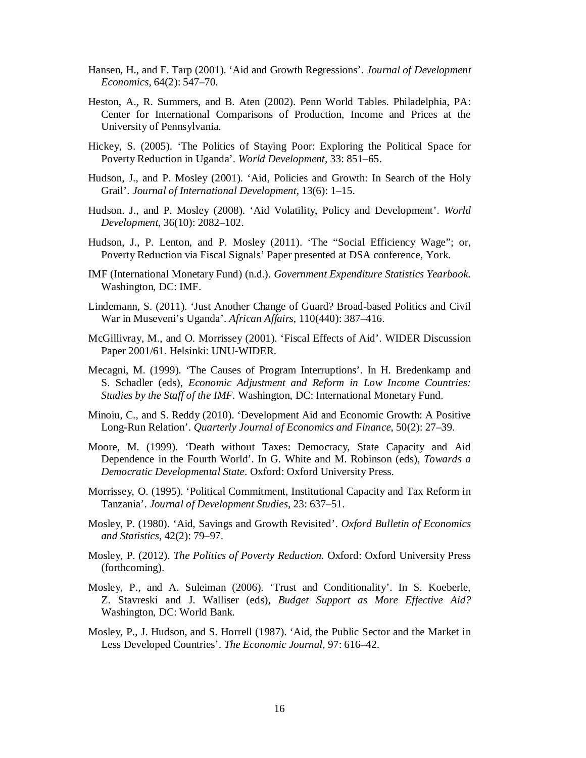Hansen, H., and F. Tarp (2001). 'Aid and Growth Regressions'. *Journal of Development Economics*, 64(2): 547–70.

Heston, A., R. Summers, and B. Aten (2002). Penn World Tables. Philadelphia, PA: Center for International Comparisons of Production, Income and Prices at the University of Pennsylvania.

Hickey, S. (2005). 'The Politics of Staying Poor: Exploring the Political Space for Poverty Reduction in Uganda'. *World Development*, 33: 851–65.

Hudson, J., and P. Mosley (2001). 'Aid, Policies and Growth: In Search of the Holy Grail'. *Journal of International Development*, 13(6): 1–15.

Hudson. J., and P. Mosley (2008). 'Aid Volatility, Policy and Development'. *World Development*, 36(10): 2082–102.

Hudson, J., P. Lenton, and P. Mosley (2011). 'The "Social Efficiency Wage"; or, Poverty Reduction via Fiscal Signals' Paper presented at DSA conference, York.

IMF (International Monetary Fund) (n.d.). *Government Expenditure Statistics Yearbook*. Washington, DC: IMF.

Lindemann, S. (2011). 'Just Another Change of Guard? Broad-based Politics and Civil War in Museveni's Uganda'. *African Affairs*, 110(440): 387–416.

McGillivray, M., and O. Morrissey (2001). 'Fiscal Effects of Aid'. WIDER Discussion Paper 2001/61. Helsinki: UNU-WIDER.

Mecagni, M. (1999). 'The Causes of Program Interruptions'. In H. Bredenkamp and S. Schadler (eds), *Economic Adjustment and Reform in Low Income Countries: Studies by the Staff of the IMF*. Washington, DC: International Monetary Fund.

Minoiu, C., and S. Reddy (2010). 'Development Aid and Economic Growth: A Positive Long-Run Relation'. *Quarterly Journal of Economics and Finance*, 50(2): 27–39.

Moore, M. (1999). 'Death without Taxes: Democracy, State Capacity and Aid Dependence in the Fourth World'. In G. White and M. Robinson (eds), *Towards a Democratic Developmental State*. Oxford: Oxford University Press.

Morrissey, O. (1995). 'Political Commitment, Institutional Capacity and Tax Reform in Tanzania'. *Journal of Development Studies*, 23: 637–51.

Mosley, P. (1980). 'Aid, Savings and Growth Revisited'. *Oxford Bulletin of Economics and Statistics*, 42(2): 79–97.

Mosley, P. (2012). *The Politics of Poverty Reduction*. Oxford: Oxford University Press (forthcoming).

Mosley, P., and A. Suleiman (2006). 'Trust and Conditionality'. In S. Koeberle, Z. Stavreski and J. Walliser (eds), *Budget Support as More Effective Aid?* Washington, DC: World Bank.

Mosley, P., J. Hudson, and S. Horrell (1987). 'Aid, the Public Sector and the Market in Less Developed Countries'. *The Economic Journal*, 97: 616–42.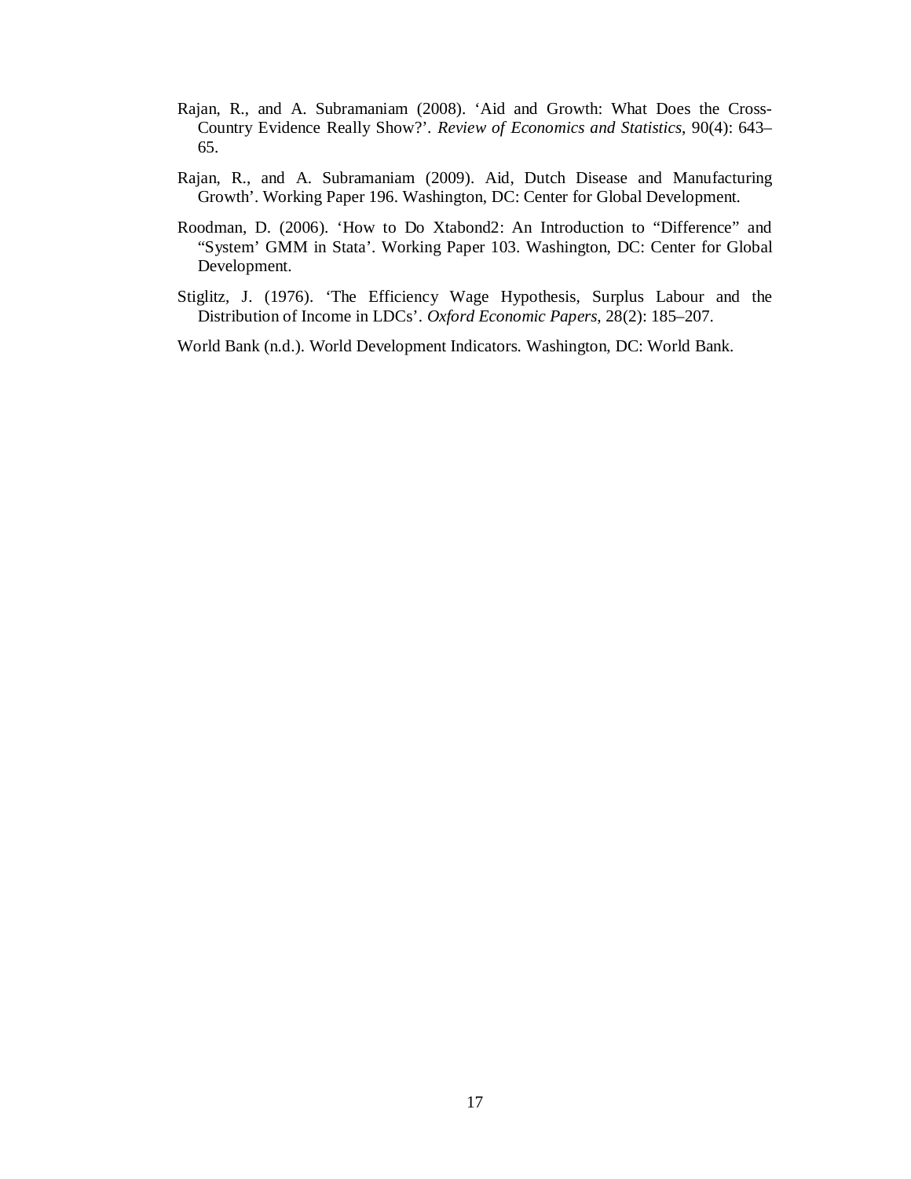Rajan, R., and A. Subramaniam (2008). 'Aid and Growth: What Does the Cross-Country Evidence Really Show?'. *Review of Economics and Statistics*, 90(4): 643–65.

Rajan, R., and A. Subramaniam (2009). Aid, Dutch Disease and Manufacturing Growth'. Working Paper 196. Washington, DC: Center for Global Development.

Roodman, D. (2006). 'How to Do Xtabond2: An Introduction to "Difference" and "System' GMM in Stata'. Working Paper 103. Washington, DC: Center for Global Development.

Stiglitz, J. (1976). 'The Efficiency Wage Hypothesis, Surplus Labour and the Distribution of Income in LDCs'. *Oxford Economic Papers*, 28(2): 185–207.

World Bank (n.d.). World Development Indicators. Washington, DC: World Bank.